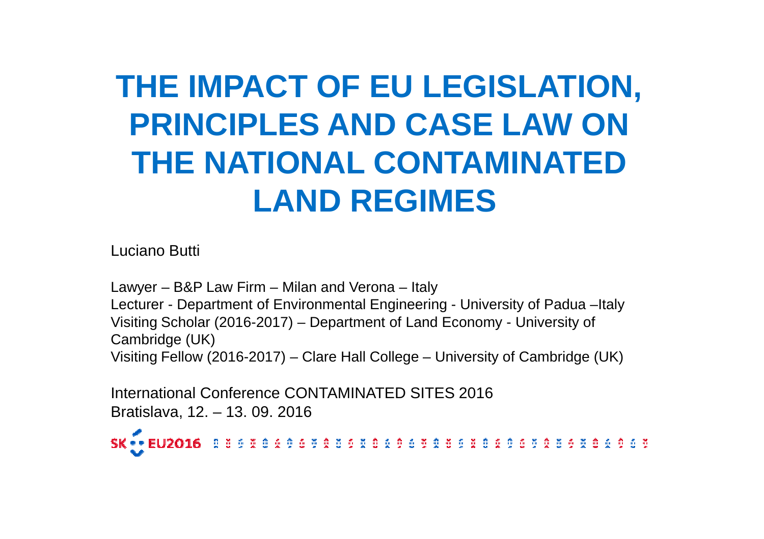# THE IMPACT OF EU LEGISLATION, PRINCIPLES AND CASE LAW ON THE NATIONAL CONTAMINATED LAND REGIMES

Luciano Butti

Lawyer – B&P Law Firm – Milan and Verona – Italy
Lecturer - Department of Environmental Engineering - University of Padua –Italy
Visiting Scholar (2016-2017) – Department of Land Economy - University of Cambridge (UK)
Visiting Fellow (2016-2017) – Clare Hall College – University of Cambridge (UK)

International Conference CONTAMINATED SITES 2016
Bratislava, 12. – 13. 09. 2016

SK EU2016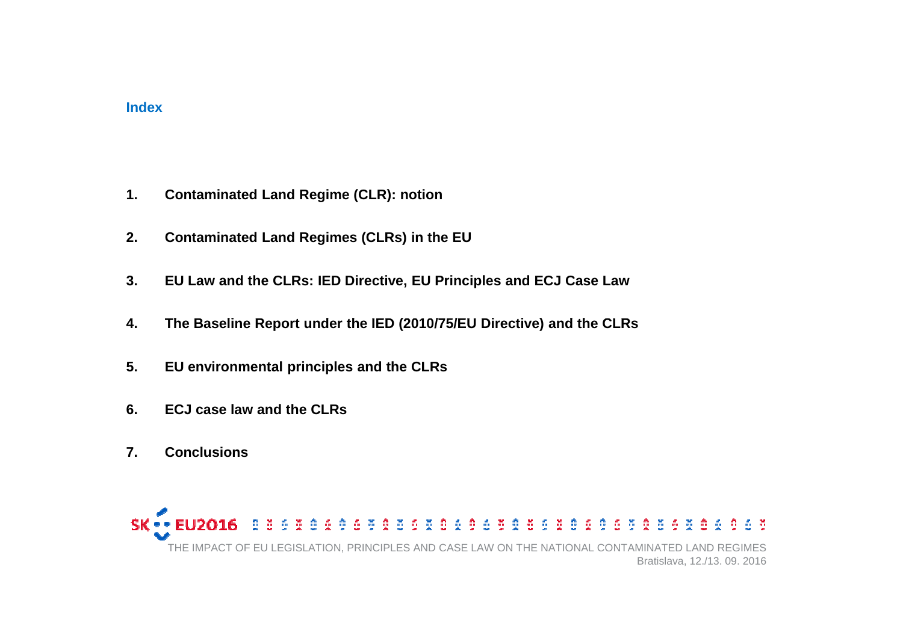## Index

1. **Contaminated Land Regime (CLR): notion**
2. **Contaminated Land Regimes (CLRs) in the EU**
3. **EU Law and the CLRs: IED Directive, EU Principles and ECJ Case Law**
4. **The Baseline Report under the IED (2010/75/EU Directive) and the CLRs**
5. **EU environmental principles and the CLRs**
6. **ECJ case law and the CLRs**
7. **Conclusions**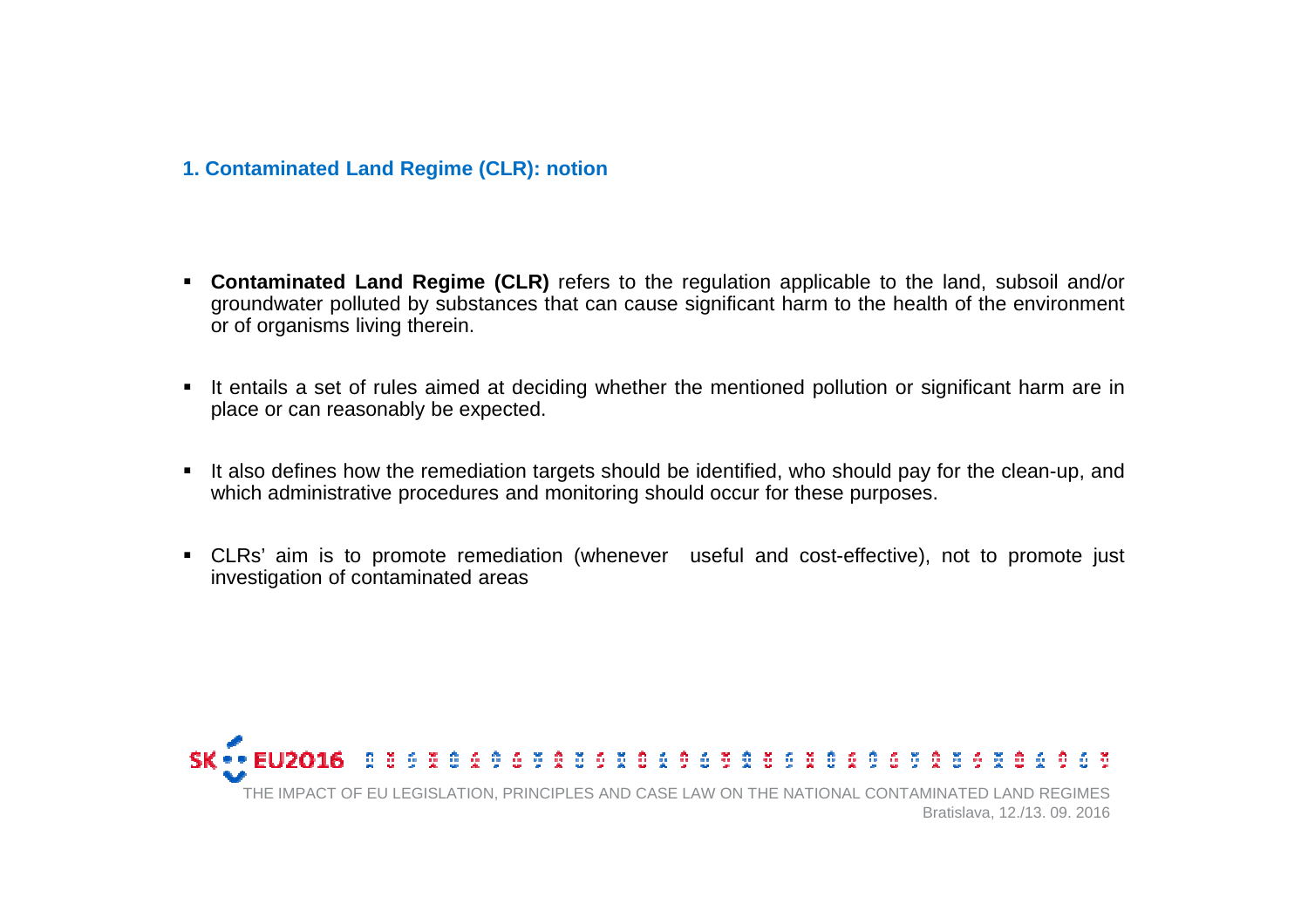## 1. Contaminated Land Regime (CLR): notion

- **Contaminated Land Regime (CLR)** refers to the regulation applicable to the land, subsoil and/or groundwater polluted by substances that can cause significant harm to the health of the environment or of organisms living therein.

- It entails a set of rules aimed at deciding whether the mentioned pollution or significant harm are in place or can reasonably be expected.

- It also defines how the remediation targets should be identified, who should pay for the clean-up, and which administrative procedures and monitoring should occur for these purposes.

- CLRs' aim is to promote remediation (whenever useful and cost-effective), not to promote just investigation of contaminated areas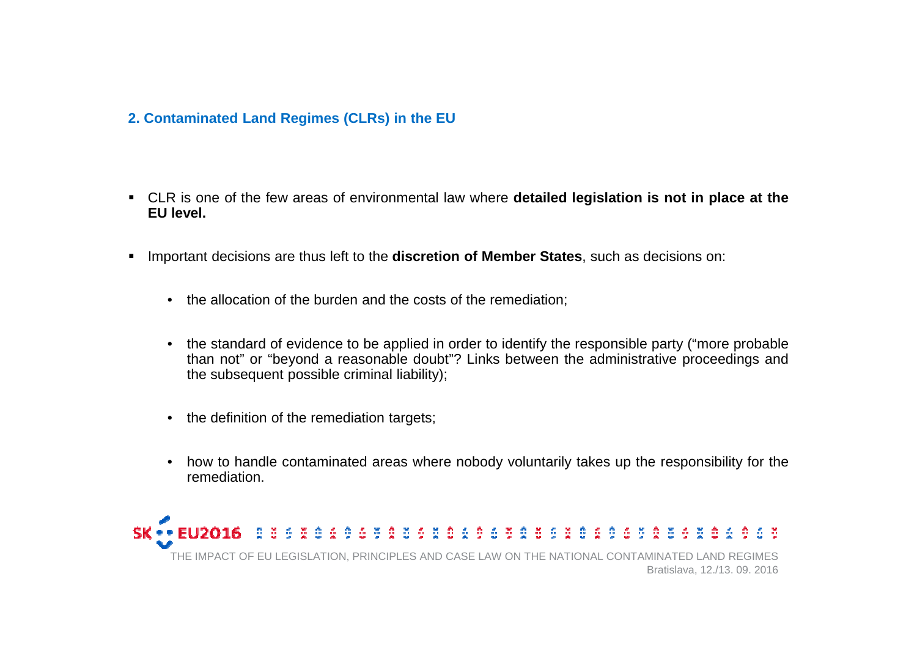## 2. Contaminated Land Regimes (CLRs) in the EU

- CLR is one of the few areas of environmental law where **detailed legislation is not in place at the EU level.**
- Important decisions are thus left to the **discretion of Member States**, such as decisions on:
  - the allocation of the burden and the costs of the remediation;
  - the standard of evidence to be applied in order to identify the responsible party ("more probable than not" or "beyond a reasonable doubt"? Links between the administrative proceedings and the subsequent possible criminal liability);
  - the definition of the remediation targets;
  - how to handle contaminated areas where nobody voluntarily takes up the responsibility for the remediation.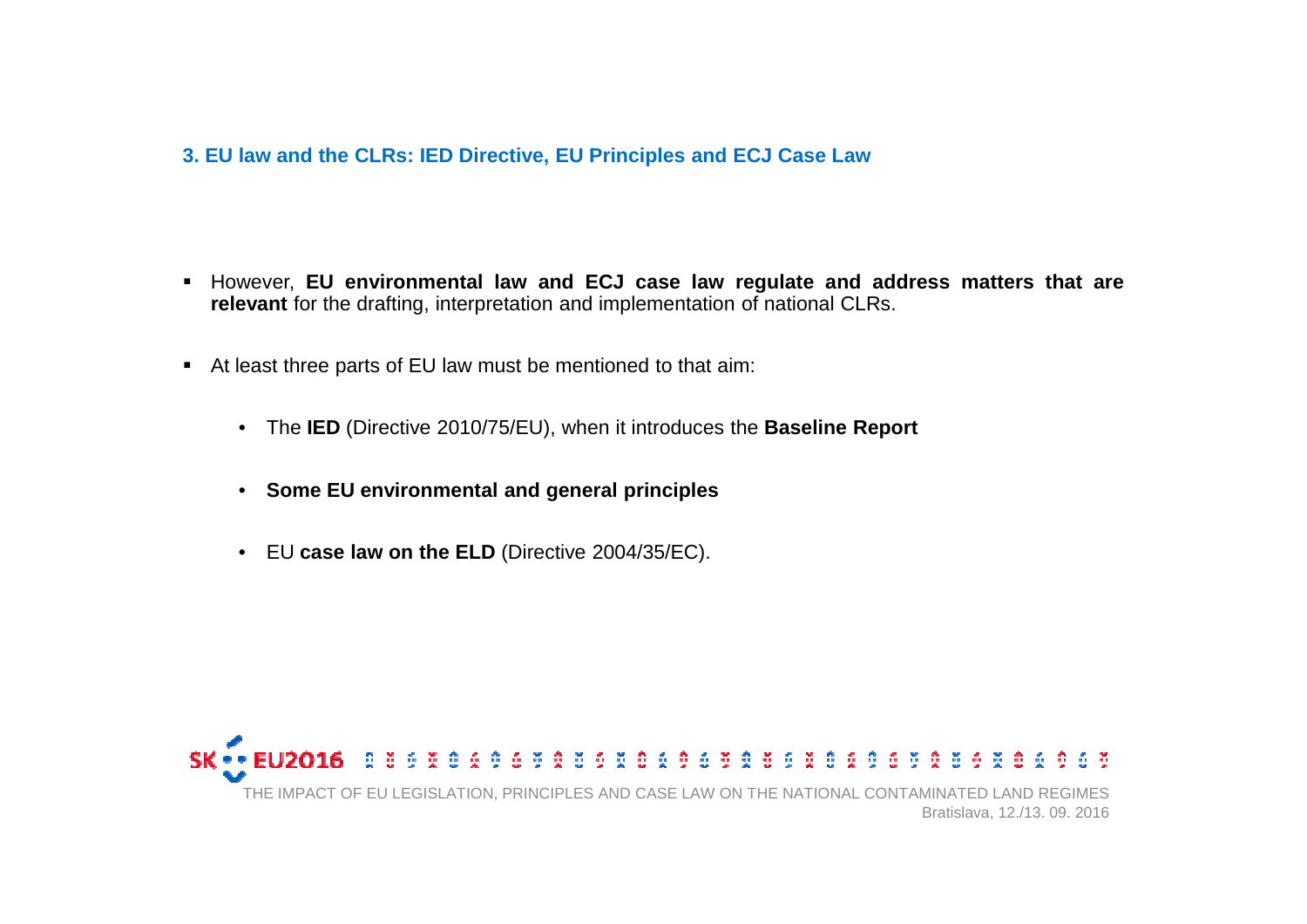## 3. EU law and the CLRs: IED Directive, EU Principles and ECJ Case Law

- However, **EU environmental law and ECJ case law regulate and address matters that are relevant** for the drafting, interpretation and implementation of national CLRs.
- At least three parts of EU law must be mentioned to that aim:
  - The **IED** (Directive 2010/75/EU), when it introduces the **Baseline Report**
  - **Some EU environmental and general principles**
  - EU **case law on the ELD** (Directive 2004/35/EC).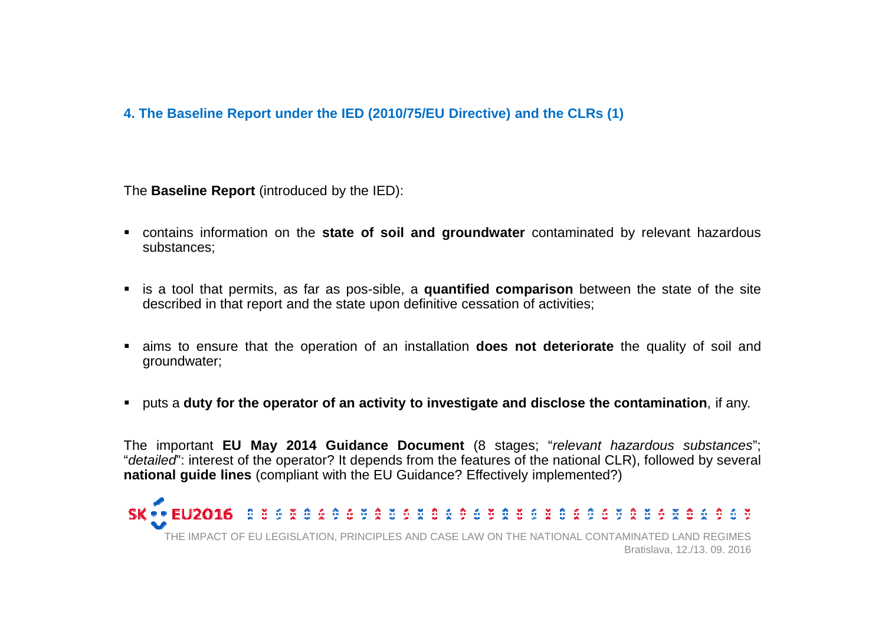## 4. The Baseline Report under the IED (2010/75/EU Directive) and the CLRs (1)

The **Baseline Report** (introduced by the IED):

- contains information on the **state of soil and groundwater** contaminated by relevant hazardous substances;
- is a tool that permits, as far as pos-sible, a **quantified comparison** between the state of the site described in that report and the state upon definitive cessation of activities;
- aims to ensure that the operation of an installation **does not deteriorate** the quality of soil and groundwater;
- puts a **duty for the operator of an activity to investigate and disclose the contamination**, if any.

The important **EU May 2014 Guidance Document** (8 stages; "*relevant hazardous substances*"; "*detailed*": interest of the operator? It depends from the features of the national CLR), followed by several **national guide lines** (compliant with the EU Guidance? Effectively implemented?)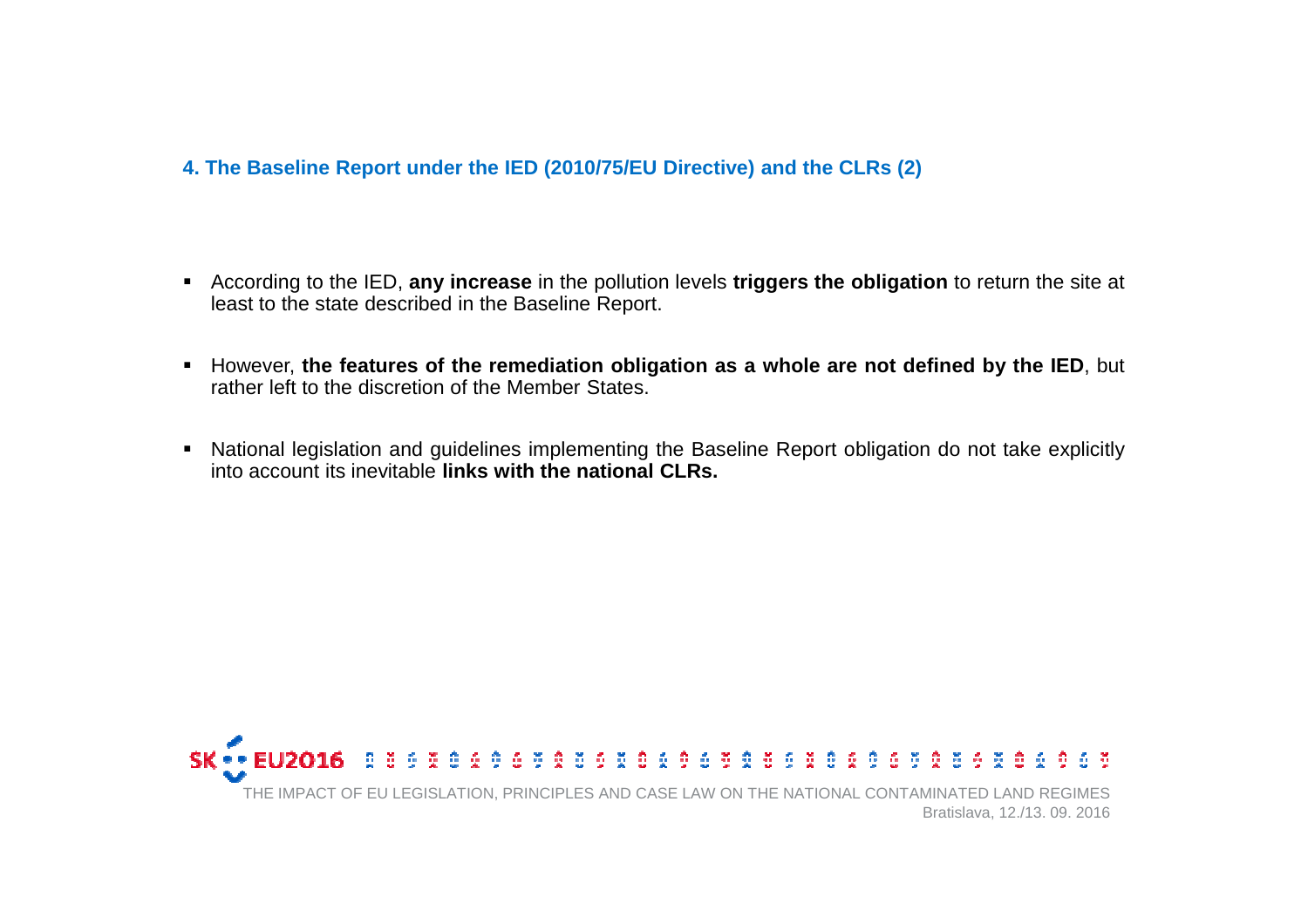## 4. The Baseline Report under the IED (2010/75/EU Directive) and the CLRs (2)

- According to the IED, **any increase** in the pollution levels **triggers the obligation** to return the site at least to the state described in the Baseline Report.
- However, **the features of the remediation obligation as a whole are not defined by the IED**, but rather left to the discretion of the Member States.
- National legislation and guidelines implementing the Baseline Report obligation do not take explicitly into account its inevitable **links with the national CLRs.**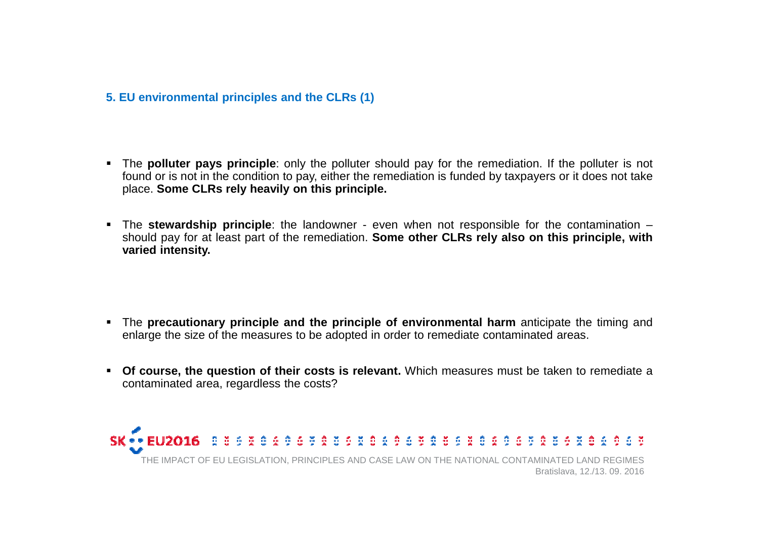## 5. EU environmental principles and the CLRs (1)

- The **polluter pays principle**: only the polluter should pay for the remediation. If the polluter is not found or is not in the condition to pay, either the remediation is funded by taxpayers or it does not take place. **Some CLRs rely heavily on this principle.**

- The **stewardship principle**: the landowner - even when not responsible for the contamination – should pay for at least part of the remediation. **Some other CLRs rely also on this principle, with varied intensity.**

- The **precautionary principle and the principle of environmental harm** anticipate the timing and enlarge the size of the measures to be adopted in order to remediate contaminated areas.

- **Of course, the question of their costs is relevant.** Which measures must be taken to remediate a contaminated area, regardless the costs?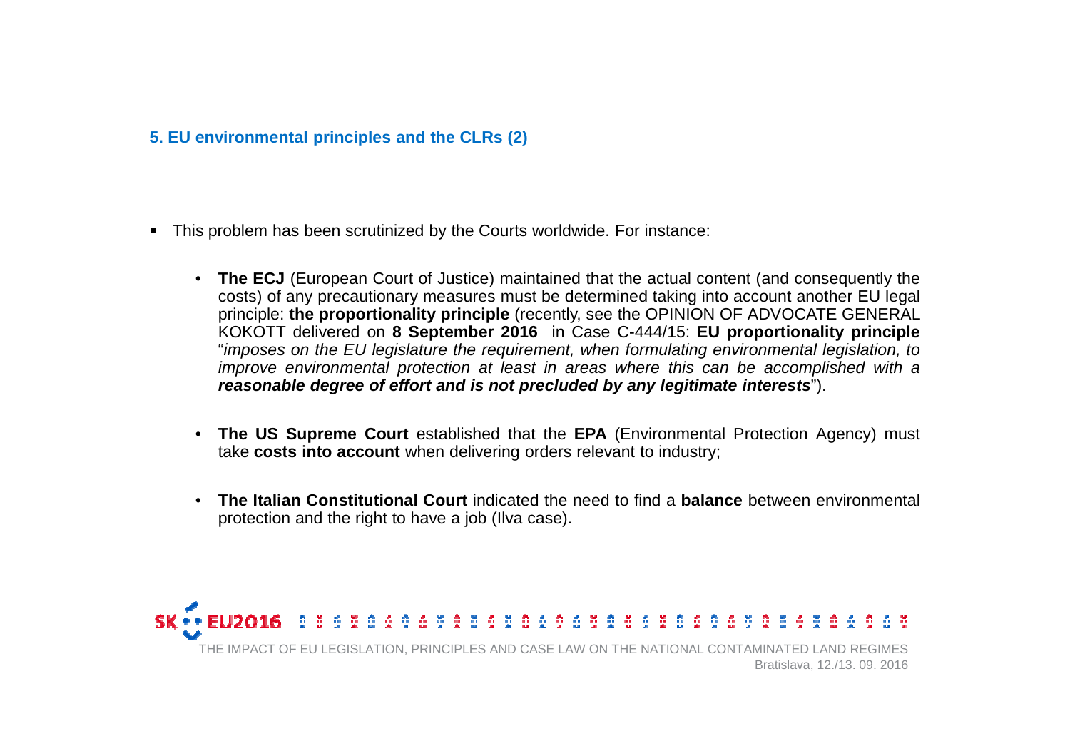## 5. EU environmental principles and the CLRs (2)

- This problem has been scrutinized by the Courts worldwide. For instance:
  - **The ECJ** (European Court of Justice) maintained that the actual content (and consequently the costs) of any precautionary measures must be determined taking into account another EU legal principle: **the proportionality principle** (recently, see the OPINION OF ADVOCATE GENERAL KOKOTT delivered on **8 September 2016** in Case C-444/15: **EU proportionality principle** "*imposes on the EU legislature the requirement, when formulating environmental legislation, to improve environmental protection at least in areas where this can be accomplished with a **reasonable degree of effort and is not precluded by any legitimate interests***").
  - **The US Supreme Court** established that the **EPA** (Environmental Protection Agency) must take **costs into account** when delivering orders relevant to industry;
  - **The Italian Constitutional Court** indicated the need to find a **balance** between environmental protection and the right to have a job (Ilva case).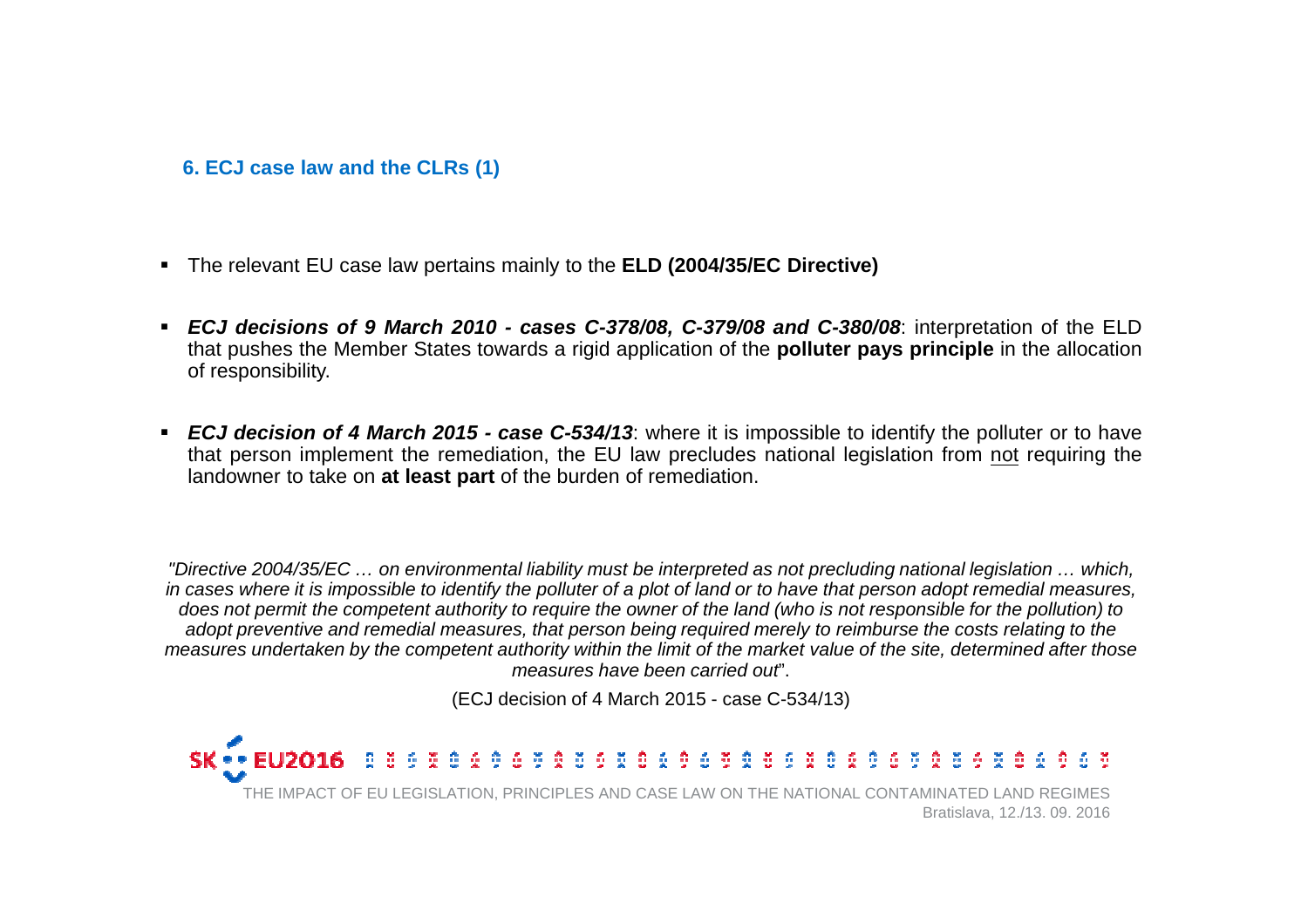## 6. ECJ case law and the CLRs (1)

- The relevant EU case law pertains mainly to the **ELD (2004/35/EC Directive)**
- ***ECJ decisions of 9 March 2010 - cases C-378/08, C-379/08 and C-380/08***: interpretation of the ELD that pushes the Member States towards a rigid application of the **polluter pays principle** in the allocation of responsibility.
- ***ECJ decision of 4 March 2015 - case C-534/13***: where it is impossible to identify the polluter or to have that person implement the remediation, the EU law precludes national legislation from <u>not</u> requiring the landowner to take on **at least part** of the burden of remediation.

*"Directive 2004/35/EC … on environmental liability must be interpreted as not precluding national legislation … which, in cases where it is impossible to identify the polluter of a plot of land or to have that person adopt remedial measures, does not permit the competent authority to require the owner of the land (who is not responsible for the pollution) to adopt preventive and remedial measures, that person being required merely to reimburse the costs relating to the measures undertaken by the competent authority within the limit of the market value of the site, determined after those measures have been carried out*".

(ECJ decision of 4 March 2015 - case C-534/13)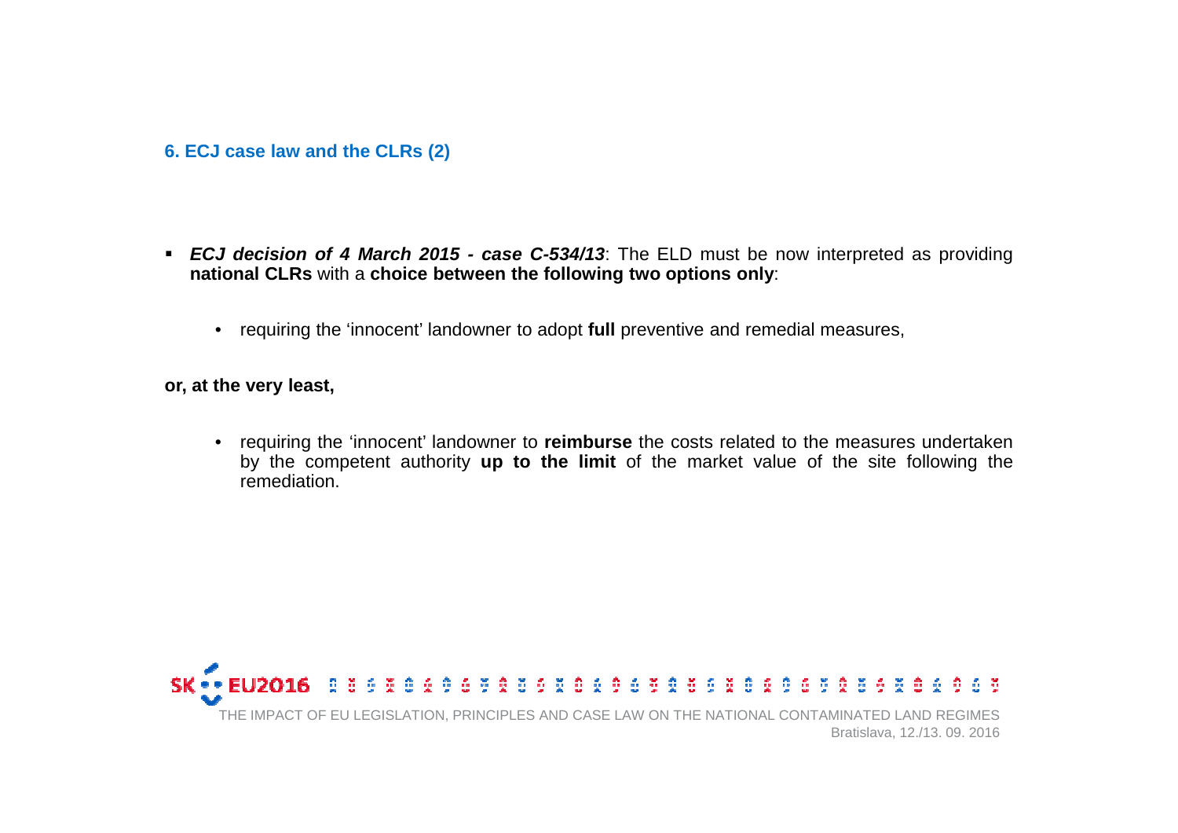## 6. ECJ case law and the CLRs (2)

- ***ECJ decision of 4 March 2015 - case C-534/13***: The ELD must be now interpreted as providing **national CLRs** with a **choice between the following two options only**:

  - requiring the 'innocent' landowner to adopt **full** preventive and remedial measures,

**or, at the very least,**

  - requiring the 'innocent' landowner to **reimburse** the costs related to the measures undertaken by the competent authority **up to the limit** of the market value of the site following the remediation.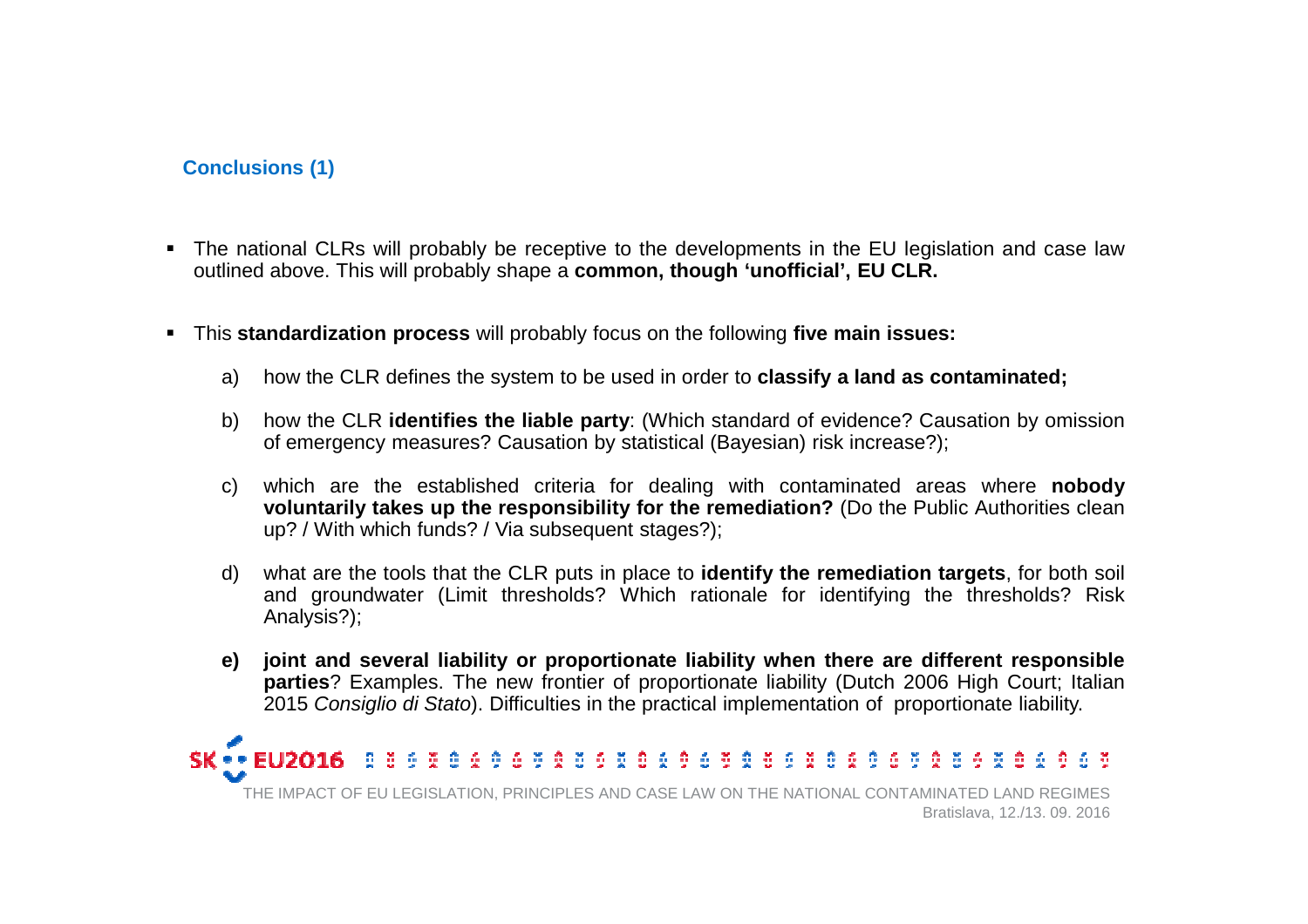## Conclusions (1)

- The national CLRs will probably be receptive to the developments in the EU legislation and case law outlined above. This will probably shape a **common, though 'unofficial', EU CLR.**

- This **standardization process** will probably focus on the following **five main issues:**

  a) how the CLR defines the system to be used in order to **classify a land as contaminated;**

  b) how the CLR **identifies the liable party**: (Which standard of evidence? Causation by omission of emergency measures? Causation by statistical (Bayesian) risk increase?);

  c) which are the established criteria for dealing with contaminated areas where **nobody voluntarily takes up the responsibility for the remediation?** (Do the Public Authorities clean up? / With which funds? / Via subsequent stages?);

  d) what are the tools that the CLR puts in place to **identify the remediation targets**, for both soil and groundwater (Limit thresholds? Which rationale for identifying the thresholds? Risk Analysis?);

  **e) joint and several liability or proportionate liability when there are different responsible parties**? Examples. The new frontier of proportionate liability (Dutch 2006 High Court; Italian 2015 *Consiglio di Stato*). Difficulties in the practical implementation of proportionate liability.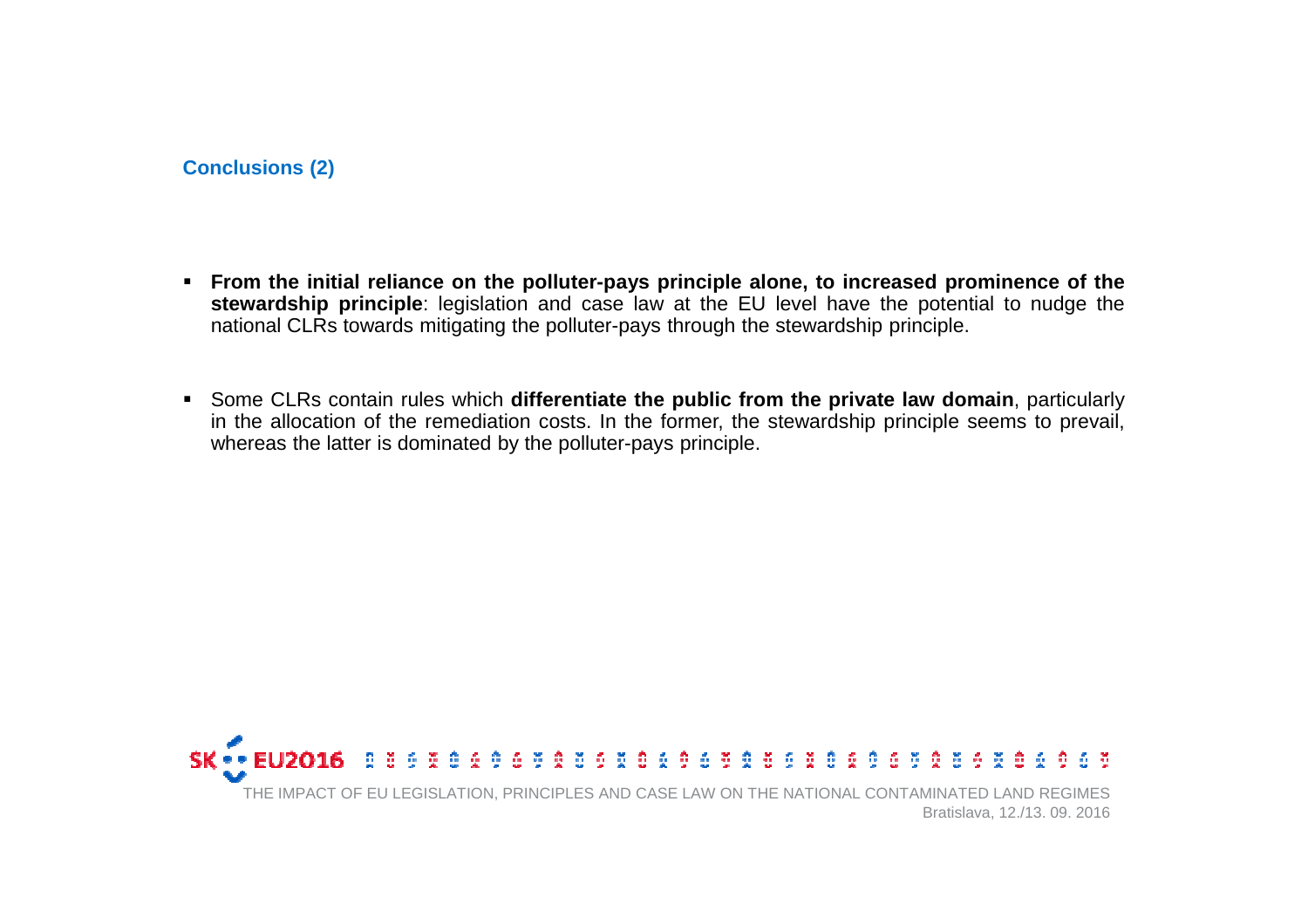## Conclusions (2)

- **From the initial reliance on the polluter-pays principle alone, to increased prominence of the stewardship principle**: legislation and case law at the EU level have the potential to nudge the national CLRs towards mitigating the polluter-pays through the stewardship principle.
- Some CLRs contain rules which **differentiate the public from the private law domain**, particularly in the allocation of the remediation costs. In the former, the stewardship principle seems to prevail, whereas the latter is dominated by the polluter-pays principle.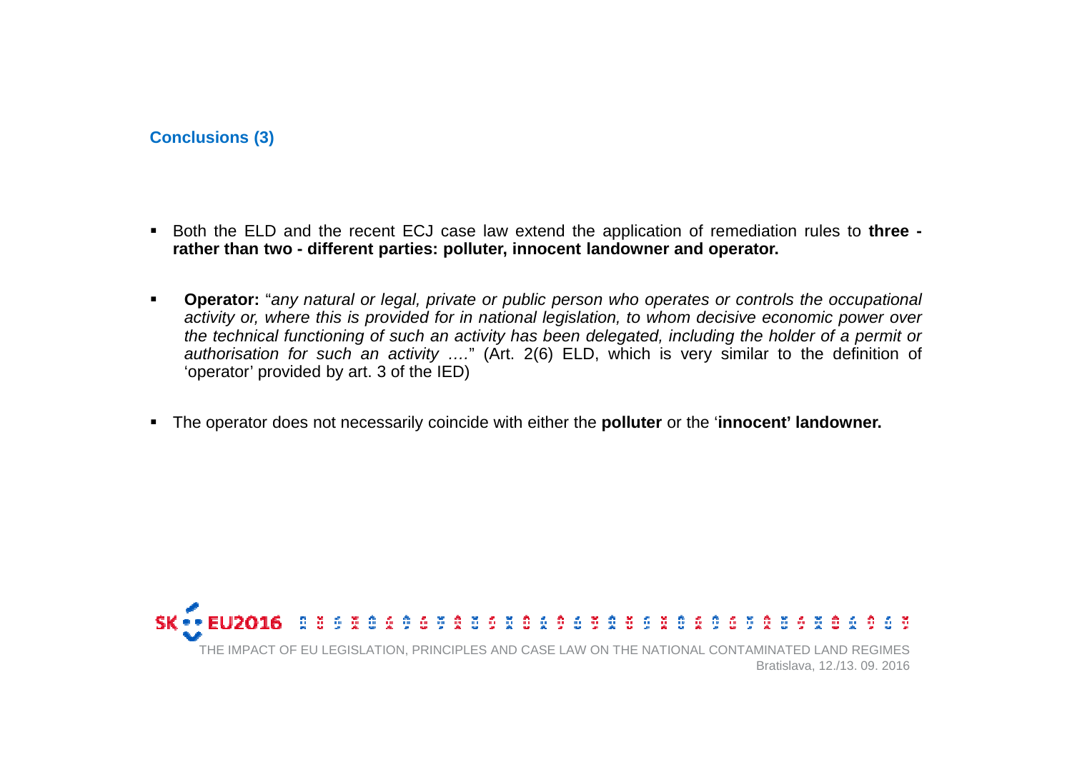## Conclusions (3)

- Both the ELD and the recent ECJ case law extend the application of remediation rules to **three - rather than two - different parties: polluter, innocent landowner and operator.**

- **Operator:** "*any natural or legal, private or public person who operates or controls the occupational activity or, where this is provided for in national legislation, to whom decisive economic power over the technical functioning of such an activity has been delegated, including the holder of a permit or authorisation for such an activity ….*" (Art. 2(6) ELD, which is very similar to the definition of 'operator' provided by art. 3 of the IED)

- The operator does not necessarily coincide with either the **polluter** or the '**innocent' landowner.**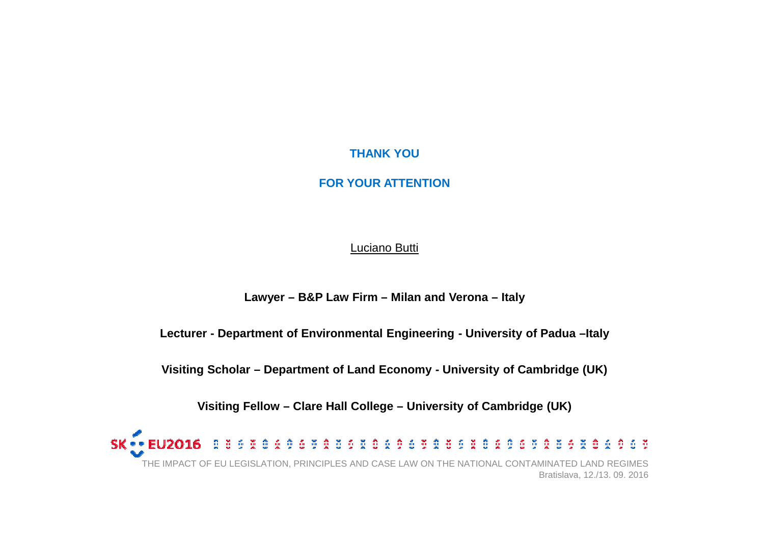**THANK YOU**

**FOR YOUR ATTENTION**

Luciano Butti

**Lawyer – B&P Law Firm – Milan and Verona – Italy**

**Lecturer - Department of Environmental Engineering - University of Padua –Italy**

**Visiting Scholar – Department of Land Economy - University of Cambridge (UK)**

**Visiting Fellow – Clare Hall College – University of Cambridge (UK)**